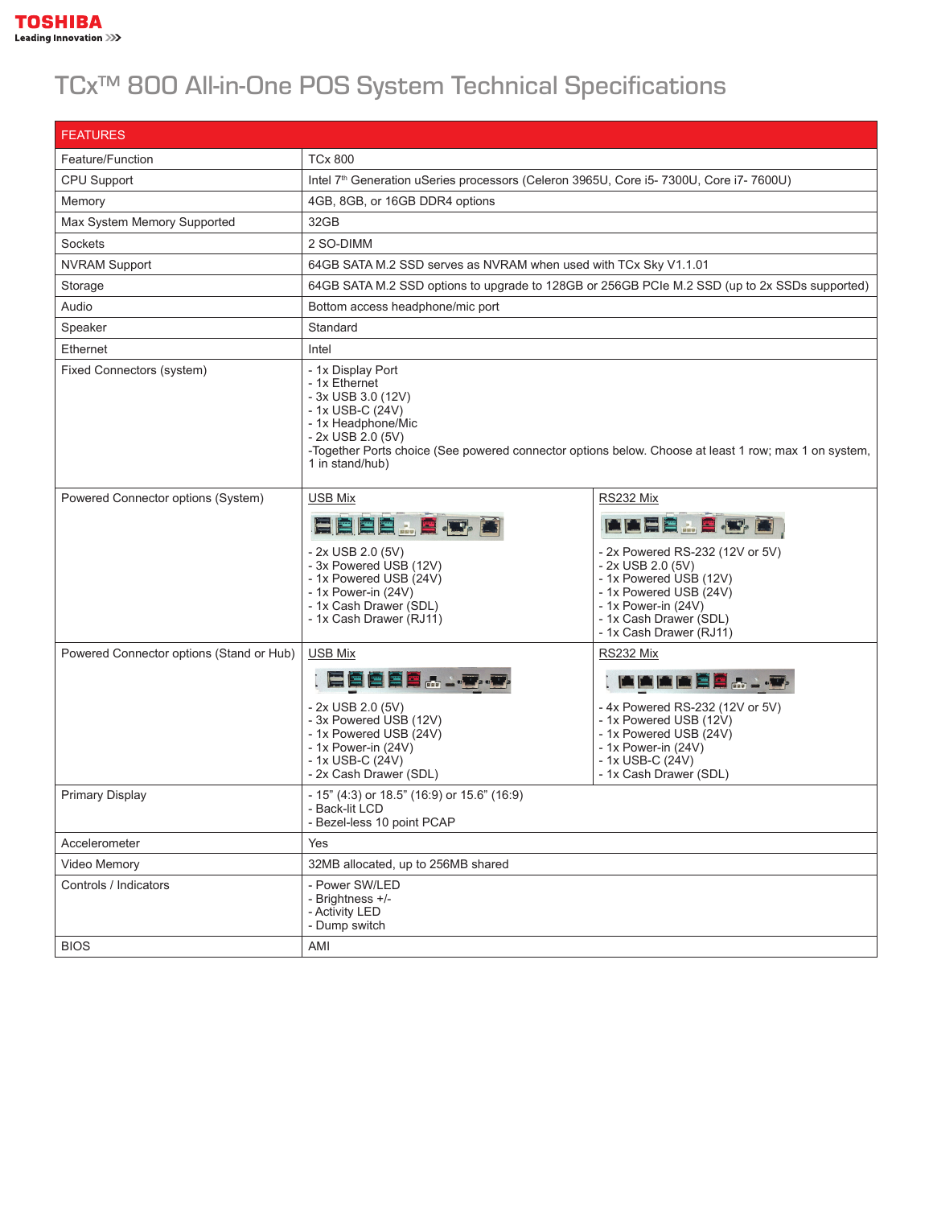TOSHIBA
Leading Innovation >>>

# TCx™ 800 All-in-One POS System Technical Specifications

| FEATURES | | |
|---|---|---|
| Feature/Function | TCx 800 | |
| CPU Support | Intel 7th Generation uSeries processors (Celeron 3965U, Core i5- 7300U, Core i7- 7600U) | |
| Memory | 4GB, 8GB, or 16GB DDR4 options | |
| Max System Memory Supported | 32GB | |
| Sockets | 2 SO-DIMM | |
| NVRAM Support | 64GB SATA M.2 SSD serves as NVRAM when used with TCx Sky V1.1.01 | |
| Storage | 64GB SATA M.2 SSD options to upgrade to 128GB or 256GB PCIe M.2 SSD (up to 2x SSDs supported) | |
| Audio | Bottom access headphone/mic port | |
| Speaker | Standard | |
| Ethernet | Intel | |
| Fixed Connectors (system) | - 1x Display Port<br>- 1x Ethernet<br>- 3x USB 3.0 (12V)<br>- 1x USB-C (24V)<br>- 1x Headphone/Mic<br>- 2x USB 2.0 (5V)<br>-Together Ports choice (See powered connector options below. Choose at least 1 row; max 1 on system, 1 in stand/hub) | |
| Powered Connector options (System) | USB Mix<br>- 2x USB 2.0 (5V)<br>- 3x Powered USB (12V)<br>- 1x Powered USB (24V)<br>- 1x Power-in (24V)<br>- 1x Cash Drawer (SDL)<br>- 1x Cash Drawer (RJ11) | RS232 Mix<br>- 2x Powered RS-232 (12V or 5V)<br>- 2x USB 2.0 (5V)<br>- 1x Powered USB (12V)<br>- 1x Powered USB (24V)<br>- 1x Power-in (24V)<br>- 1x Cash Drawer (SDL)<br>- 1x Cash Drawer (RJ11) |
| Powered Connector options (Stand or Hub) | USB Mix<br>- 2x USB 2.0 (5V)<br>- 3x Powered USB (12V)<br>- 1x Powered USB (24V)<br>- 1x Power-in (24V)<br>- 1x USB-C (24V)<br>- 2x Cash Drawer (SDL) | RS232 Mix<br>- 4x Powered RS-232 (12V or 5V)<br>- 1x Powered USB (12V)<br>- 1x Powered USB (24V)<br>- 1x Power-in (24V)<br>- 1x USB-C (24V)<br>- 1x Cash Drawer (SDL) |
| Primary Display | - 15" (4:3) or 18.5" (16:9) or 15.6" (16:9)<br>- Back-lit LCD<br>- Bezel-less 10 point PCAP | |
| Accelerometer | Yes | |
| Video Memory | 32MB allocated, up to 256MB shared | |
| Controls / Indicators | - Power SW/LED<br>- Brightness +/-<br>- Activity LED<br>- Dump switch | |
| BIOS | AMI | |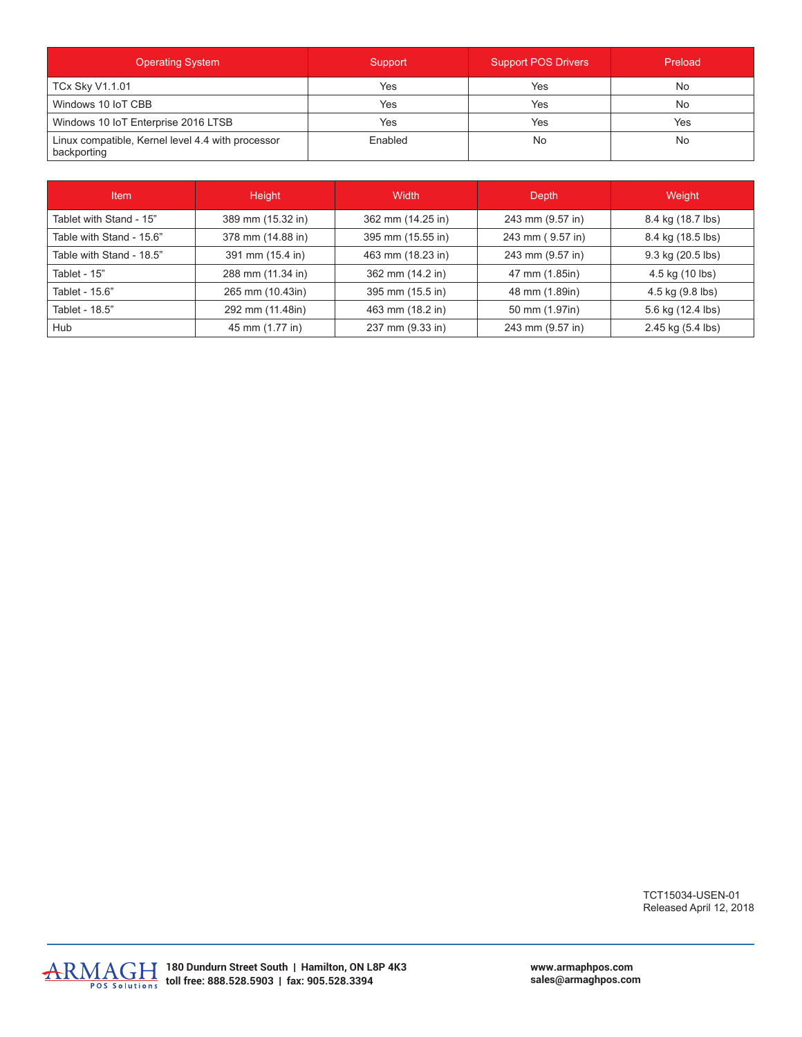| Operating System | Support | Support POS Drivers | Preload |
|---|---|---|---|
| TCx Sky V1.1.01 | Yes | Yes | No |
| Windows 10 IoT CBB | Yes | Yes | No |
| Windows 10 IoT Enterprise 2016 LTSB | Yes | Yes | Yes |
| Linux compatible, Kernel level 4.4 with processor backporting | Enabled | No | No |

| Item | Height | Width | Depth | Weight |
|---|---|---|---|---|
| Tablet with Stand - 15” | 389 mm (15.32 in) | 362 mm (14.25 in) | 243 mm (9.57 in) | 8.4 kg (18.7 lbs) |
| Table with Stand - 15.6” | 378 mm (14.88 in) | 395 mm (15.55 in) | 243 mm ( 9.57 in) | 8.4 kg (18.5 lbs) |
| Table with Stand - 18.5” | 391 mm (15.4 in) | 463 mm (18.23 in) | 243 mm (9.57 in) | 9.3 kg (20.5 lbs) |
| Tablet - 15” | 288 mm (11.34 in) | 362 mm (14.2 in) | 47 mm (1.85in) | 4.5 kg (10 lbs) |
| Tablet - 15.6” | 265 mm (10.43in) | 395 mm (15.5 in) | 48 mm (1.89in) | 4.5 kg (9.8 lbs) |
| Tablet - 18.5” | 292 mm (11.48in) | 463 mm (18.2 in) | 50 mm (1.97in) | 5.6 kg (12.4 lbs) |
| Hub | 45 mm (1.77 in) | 237 mm (9.33 in) | 243 mm (9.57 in) | 2.45 kg (5.4 lbs) |

TCT15034-USEN-01
Released April 12, 2018

ARMAGH POS Solutions

**180 Dundurn Street South | Hamilton, ON L8P 4K3**
**toll free: 888.528.5903 | fax: 905.528.3394**

**www.armaphpos.com**
**sales@armaghpos.com**